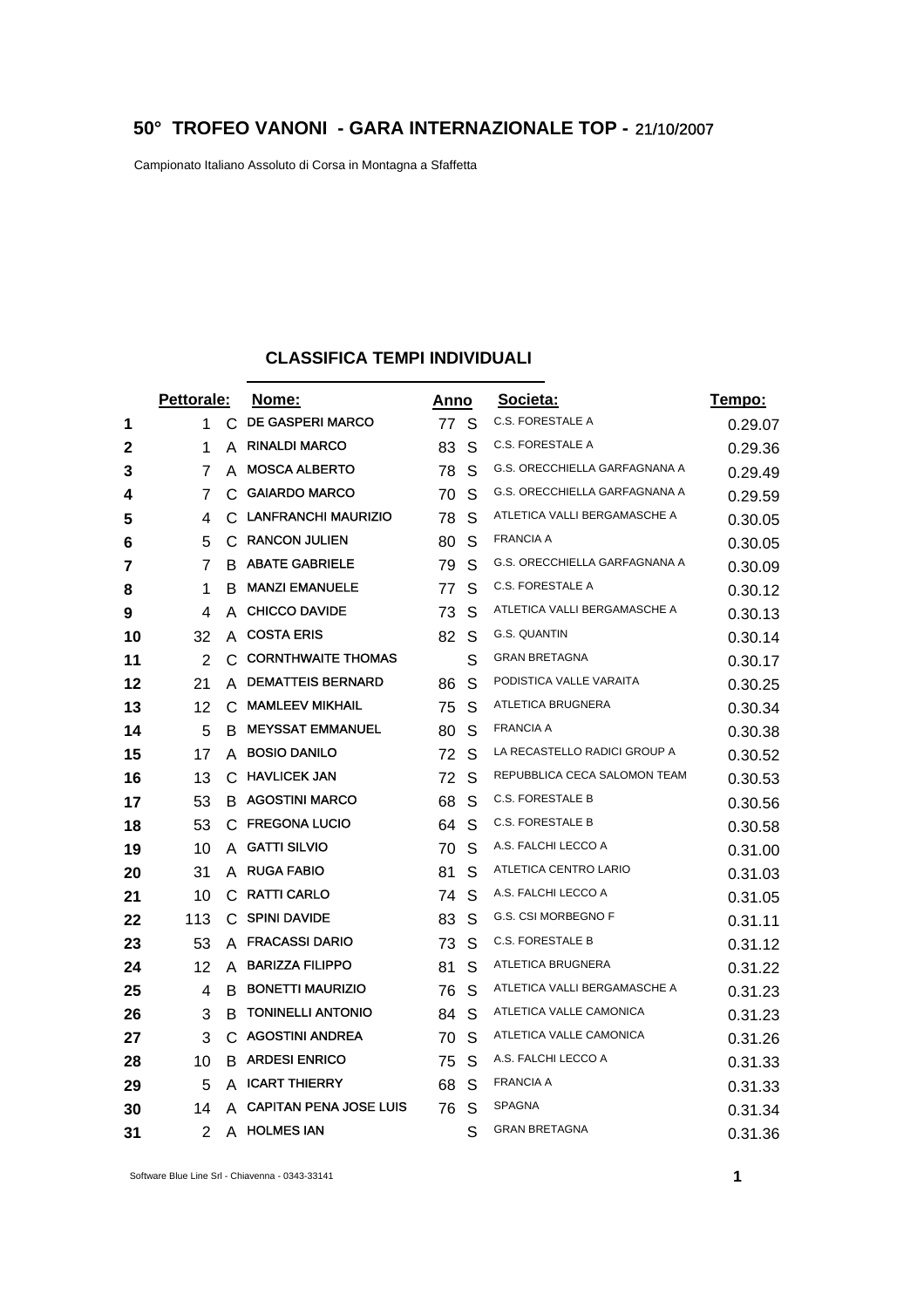## 50° TROFEO VANONI - GARA INTERNAZIONALE TOP - 21/10/2007

Campionato Italiano Assoluto di Corsa in Montagna a Sfaffetta

### CLASSIFICA TEMPI INDIVIDUALI

| | Pettorale: | | Nome: | Anno | | Societa: | Tempo: |
|---|---|---|---|---|---|---|---|
| 1 | 1 | C | DE GASPERI MARCO | 77 | S | C.S. FORESTALE A | 0.29.07 |
| 2 | 1 | A | RINALDI MARCO | 83 | S | C.S. FORESTALE A | 0.29.36 |
| 3 | 7 | A | MOSCA ALBERTO | 78 | S | G.S. ORECCHIELLA GARFAGNANA A | 0.29.49 |
| 4 | 7 | C | GAIARDO MARCO | 70 | S | G.S. ORECCHIELLA GARFAGNANA A | 0.29.59 |
| 5 | 4 | C | LANFRANCHI MAURIZIO | 78 | S | ATLETICA VALLI BERGAMASCHE A | 0.30.05 |
| 6 | 5 | C | RANCON JULIEN | 80 | S | FRANCIA A | 0.30.05 |
| 7 | 7 | B | ABATE GABRIELE | 79 | S | G.S. ORECCHIELLA GARFAGNANA A | 0.30.09 |
| 8 | 1 | B | MANZI EMANUELE | 77 | S | C.S. FORESTALE A | 0.30.12 |
| 9 | 4 | A | CHICCO DAVIDE | 73 | S | ATLETICA VALLI BERGAMASCHE A | 0.30.13 |
| 10 | 32 | A | COSTA ERIS | 82 | S | G.S. QUANTIN | 0.30.14 |
| 11 | 2 | C | CORNTHWAITE THOMAS | | S | GRAN BRETAGNA | 0.30.17 |
| 12 | 21 | A | DEMATTEIS BERNARD | 86 | S | PODISTICA VALLE VARAITA | 0.30.25 |
| 13 | 12 | C | MAMLEEV MIKHAIL | 75 | S | ATLETICA BRUGNERA | 0.30.34 |
| 14 | 5 | B | MEYSSAT EMMANUEL | 80 | S | FRANCIA A | 0.30.38 |
| 15 | 17 | A | BOSIO DANILO | 72 | S | LA RECASTELLO RADICI GROUP A | 0.30.52 |
| 16 | 13 | C | HAVLICEK JAN | 72 | S | REPUBBLICA CECA SALOMON TEAM | 0.30.53 |
| 17 | 53 | B | AGOSTINI MARCO | 68 | S | C.S. FORESTALE B | 0.30.56 |
| 18 | 53 | C | FREGONA LUCIO | 64 | S | C.S. FORESTALE B | 0.30.58 |
| 19 | 10 | A | GATTI SILVIO | 70 | S | A.S. FALCHI LECCO A | 0.31.00 |
| 20 | 31 | A | RUGA FABIO | 81 | S | ATLETICA CENTRO LARIO | 0.31.03 |
| 21 | 10 | C | RATTI CARLO | 74 | S | A.S. FALCHI LECCO A | 0.31.05 |
| 22 | 113 | C | SPINI DAVIDE | 83 | S | G.S. CSI MORBEGNO F | 0.31.11 |
| 23 | 53 | A | FRACASSI DARIO | 73 | S | C.S. FORESTALE B | 0.31.12 |
| 24 | 12 | A | BARIZZA FILIPPO | 81 | S | ATLETICA BRUGNERA | 0.31.22 |
| 25 | 4 | B | BONETTI MAURIZIO | 76 | S | ATLETICA VALLI BERGAMASCHE A | 0.31.23 |
| 26 | 3 | B | TONINELLI ANTONIO | 84 | S | ATLETICA VALLE CAMONICA | 0.31.23 |
| 27 | 3 | C | AGOSTINI ANDREA | 70 | S | ATLETICA VALLE CAMONICA | 0.31.26 |
| 28 | 10 | B | ARDESI ENRICO | 75 | S | A.S. FALCHI LECCO A | 0.31.33 |
| 29 | 5 | A | ICART THIERRY | 68 | S | FRANCIA A | 0.31.33 |
| 30 | 14 | A | CAPITAN PENA JOSE LUIS | 76 | S | SPAGNA | 0.31.34 |
| 31 | 2 | A | HOLMES IAN | | S | GRAN BRETAGNA | 0.31.36 |

Software Blue Line Srl - Chiavenna - 0343-33141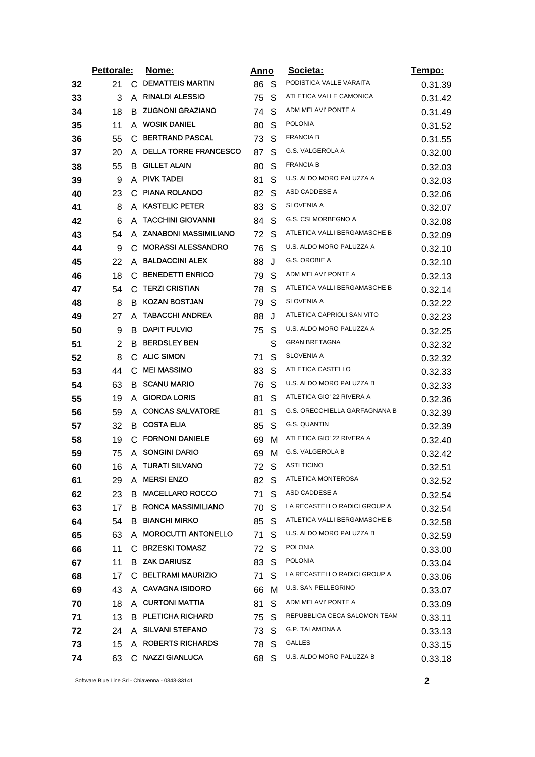| | Pettorale: | | Nome: | Anno | | Societa: | Tempo: |
|---|---|---|---|---|---|---|---|
| 32 | 21 | C | DEMATTEIS MARTIN | 86 | S | PODISTICA VALLE VARAITA | 0.31.39 |
| 33 | 3 | A | RINALDI ALESSIO | 75 | S | ATLETICA VALLE CAMONICA | 0.31.42 |
| 34 | 18 | B | ZUGNONI GRAZIANO | 74 | S | ADM MELAVI' PONTE A | 0.31.49 |
| 35 | 11 | A | WOSIK DANIEL | 80 | S | POLONIA | 0.31.52 |
| 36 | 55 | C | BERTRAND PASCAL | 73 | S | FRANCIA B | 0.31.55 |
| 37 | 20 | A | DELLA TORRE FRANCESCO | 87 | S | G.S. VALGEROLA A | 0.32.00 |
| 38 | 55 | B | GILLET ALAIN | 80 | S | FRANCIA B | 0.32.03 |
| 39 | 9 | A | PIVK TADEI | 81 | S | U.S. ALDO MORO PALUZZA A | 0.32.03 |
| 40 | 23 | C | PIANA ROLANDO | 82 | S | ASD CADDESE A | 0.32.06 |
| 41 | 8 | A | KASTELIC PETER | 83 | S | SLOVENIA A | 0.32.07 |
| 42 | 6 | A | TACCHINI GIOVANNI | 84 | S | G.S. CSI MORBEGNO A | 0.32.08 |
| 43 | 54 | A | ZANABONI MASSIMILIANO | 72 | S | ATLETICA VALLI BERGAMASCHE B | 0.32.09 |
| 44 | 9 | C | MORASSI ALESSANDRO | 76 | S | U.S. ALDO MORO PALUZZA A | 0.32.10 |
| 45 | 22 | A | BALDACCINI ALEX | 88 | J | G.S. OROBIE A | 0.32.10 |
| 46 | 18 | C | BENEDETTI ENRICO | 79 | S | ADM MELAVI' PONTE A | 0.32.13 |
| 47 | 54 | C | TERZI CRISTIAN | 78 | S | ATLETICA VALLI BERGAMASCHE B | 0.32.14 |
| 48 | 8 | B | KOZAN BOSTJAN | 79 | S | SLOVENIA A | 0.32.22 |
| 49 | 27 | A | TABACCHI ANDREA | 88 | J | ATLETICA CAPRIOLI SAN VITO | 0.32.23 |
| 50 | 9 | B | DAPIT FULVIO | 75 | S | U.S. ALDO MORO PALUZZA A | 0.32.25 |
| 51 | 2 | B | BERDSLEY BEN | | S | GRAN BRETAGNA | 0.32.32 |
| 52 | 8 | C | ALIC SIMON | 71 | S | SLOVENIA A | 0.32.32 |
| 53 | 44 | C | MEI MASSIMO | 83 | S | ATLETICA CASTELLO | 0.32.33 |
| 54 | 63 | B | SCANU MARIO | 76 | S | U.S. ALDO MORO PALUZZA B | 0.32.33 |
| 55 | 19 | A | GIORDA LORIS | 81 | S | ATLETICA GIO' 22 RIVERA A | 0.32.36 |
| 56 | 59 | A | CONCAS SALVATORE | 81 | S | G.S. ORECCHIELLA GARFAGNANA B | 0.32.39 |
| 57 | 32 | B | COSTA ELIA | 85 | S | G.S. QUANTIN | 0.32.39 |
| 58 | 19 | C | FORNONI DANIELE | 69 | M | ATLETICA GIO' 22 RIVERA A | 0.32.40 |
| 59 | 75 | A | SONGINI DARIO | 69 | M | G.S. VALGEROLA B | 0.32.42 |
| 60 | 16 | A | TURATI SILVANO | 72 | S | ASTI TICINO | 0.32.51 |
| 61 | 29 | A | MERSI ENZO | 82 | S | ATLETICA MONTEROSA | 0.32.52 |
| 62 | 23 | B | MACELLARO ROCCO | 71 | S | ASD CADDESE A | 0.32.54 |
| 63 | 17 | B | RONCA MASSIMILIANO | 70 | S | LA RECASTELLO RADICI GROUP A | 0.32.54 |
| 64 | 54 | B | BIANCHI MIRKO | 85 | S | ATLETICA VALLI BERGAMASCHE B | 0.32.58 |
| 65 | 63 | A | MOROCUTTI ANTONELLO | 71 | S | U.S. ALDO MORO PALUZZA B | 0.32.59 |
| 66 | 11 | C | BRZESKI TOMASZ | 72 | S | POLONIA | 0.33.00 |
| 67 | 11 | B | ZAK DARIUSZ | 83 | S | POLONIA | 0.33.04 |
| 68 | 17 | C | BELTRAMI MAURIZIO | 71 | S | LA RECASTELLO RADICI GROUP A | 0.33.06 |
| 69 | 43 | A | CAVAGNA ISIDORO | 66 | M | U.S. SAN PELLEGRINO | 0.33.07 |
| 70 | 18 | A | CURTONI MATTIA | 81 | S | ADM MELAVI' PONTE A | 0.33.09 |
| 71 | 13 | B | PLETICHA RICHARD | 75 | S | REPUBBLICA CECA SALOMON TEAM | 0.33.11 |
| 72 | 24 | A | SILVANI STEFANO | 73 | S | G.P. TALAMONA A | 0.33.13 |
| 73 | 15 | A | ROBERTS RICHARDS | 78 | S | GALLES | 0.33.15 |
| 74 | 63 | C | NAZZI GIANLUCA | 68 | S | U.S. ALDO MORO PALUZZA B | 0.33.18 |

Software Blue Line Srl - Chiavenna - 0343-33141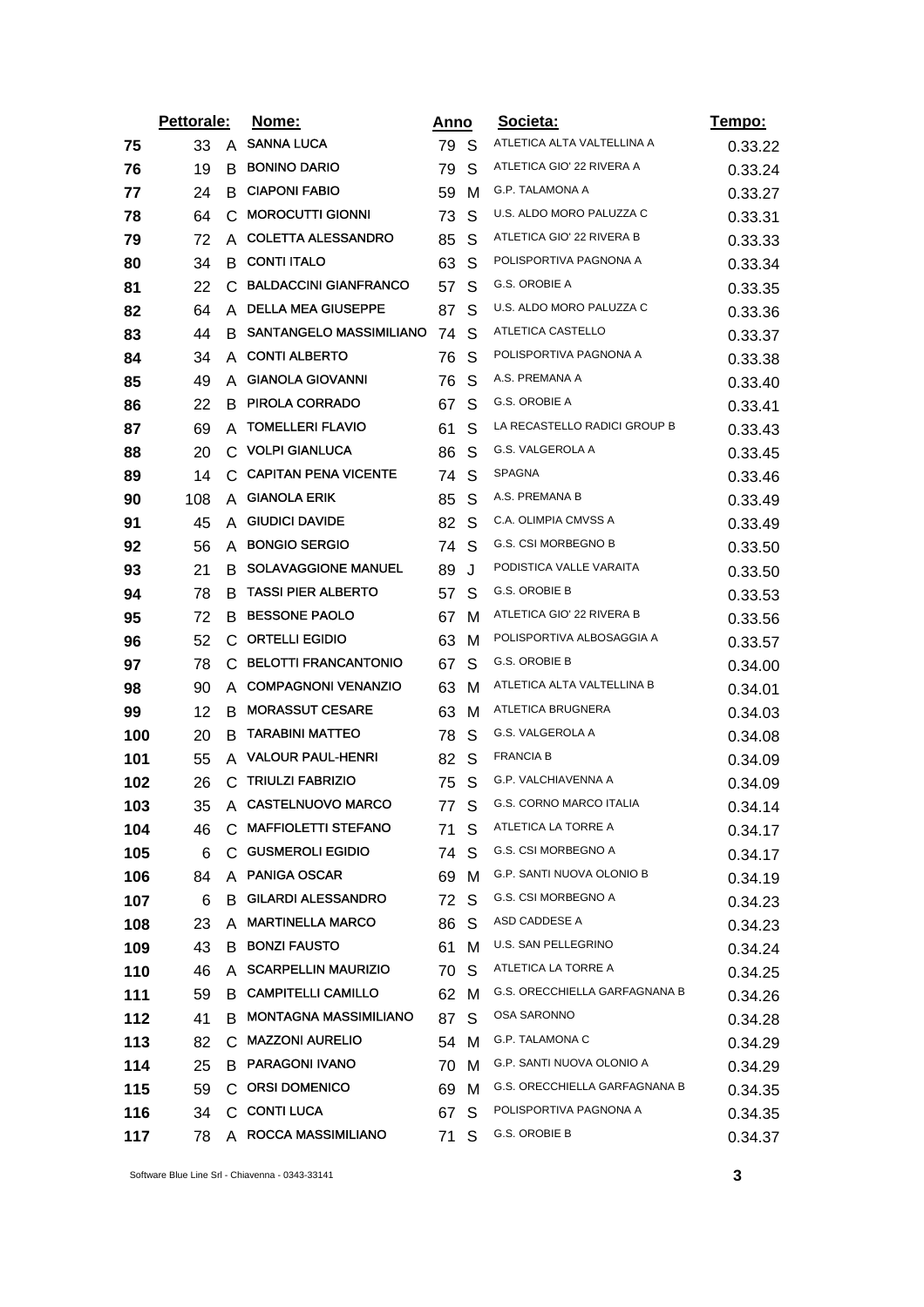| | Pettorale: | | Nome: | Anno | | Societa: | Tempo: |
|---|---|---|---|---|---|---|---|
| 75 | 33 | A | SANNA LUCA | 79 | S | ATLETICA ALTA VALTELLINA A | 0.33.22 |
| 76 | 19 | B | BONINO DARIO | 79 | S | ATLETICA GIO' 22 RIVERA A | 0.33.24 |
| 77 | 24 | B | CIAPONI FABIO | 59 | M | G.P. TALAMONA A | 0.33.27 |
| 78 | 64 | C | MOROCUTTI GIONNI | 73 | S | U.S. ALDO MORO PALUZZA C | 0.33.31 |
| 79 | 72 | A | COLETTA ALESSANDRO | 85 | S | ATLETICA GIO' 22 RIVERA B | 0.33.33 |
| 80 | 34 | B | CONTI ITALO | 63 | S | POLISPORTIVA PAGNONA A | 0.33.34 |
| 81 | 22 | C | BALDACCINI GIANFRANCO | 57 | S | G.S. OROBIE A | 0.33.35 |
| 82 | 64 | A | DELLA MEA GIUSEPPE | 87 | S | U.S. ALDO MORO PALUZZA C | 0.33.36 |
| 83 | 44 | B | SANTANGELO MASSIMILIANO | 74 | S | ATLETICA CASTELLO | 0.33.37 |
| 84 | 34 | A | CONTI ALBERTO | 76 | S | POLISPORTIVA PAGNONA A | 0.33.38 |
| 85 | 49 | A | GIANOLA GIOVANNI | 76 | S | A.S. PREMANA A | 0.33.40 |
| 86 | 22 | B | PIROLA CORRADO | 67 | S | G.S. OROBIE A | 0.33.41 |
| 87 | 69 | A | TOMELLERI FLAVIO | 61 | S | LA RECASTELLO RADICI GROUP B | 0.33.43 |
| 88 | 20 | C | VOLPI GIANLUCA | 86 | S | G.S. VALGEROLA A | 0.33.45 |
| 89 | 14 | C | CAPITAN PENA VICENTE | 74 | S | SPAGNA | 0.33.46 |
| 90 | 108 | A | GIANOLA ERIK | 85 | S | A.S. PREMANA B | 0.33.49 |
| 91 | 45 | A | GIUDICI DAVIDE | 82 | S | C.A. OLIMPIA CMVSS A | 0.33.49 |
| 92 | 56 | A | BONGIO SERGIO | 74 | S | G.S. CSI MORBEGNO B | 0.33.50 |
| 93 | 21 | B | SOLAVAGGIONE MANUEL | 89 | J | PODISTICA VALLE VARAITA | 0.33.50 |
| 94 | 78 | B | TASSI PIER ALBERTO | 57 | S | G.S. OROBIE B | 0.33.53 |
| 95 | 72 | B | BESSONE PAOLO | 67 | M | ATLETICA GIO' 22 RIVERA B | 0.33.56 |
| 96 | 52 | C | ORTELLI EGIDIO | 63 | M | POLISPORTIVA ALBOSAGGIA A | 0.33.57 |
| 97 | 78 | C | BELOTTI FRANCANTONIO | 67 | S | G.S. OROBIE B | 0.34.00 |
| 98 | 90 | A | COMPAGNONI VENANZIO | 63 | M | ATLETICA ALTA VALTELLINA B | 0.34.01 |
| 99 | 12 | B | MORASSUT CESARE | 63 | M | ATLETICA BRUGNERA | 0.34.03 |
| 100 | 20 | B | TARABINI MATTEO | 78 | S | G.S. VALGEROLA A | 0.34.08 |
| 101 | 55 | A | VALOUR PAUL-HENRI | 82 | S | FRANCIA B | 0.34.09 |
| 102 | 26 | C | TRIULZI FABRIZIO | 75 | S | G.P. VALCHIAVENNA A | 0.34.09 |
| 103 | 35 | A | CASTELNUOVO MARCO | 77 | S | G.S. CORNO MARCO ITALIA | 0.34.14 |
| 104 | 46 | C | MAFFIOLETTI STEFANO | 71 | S | ATLETICA LA TORRE A | 0.34.17 |
| 105 | 6 | C | GUSMEROLI EGIDIO | 74 | S | G.S. CSI MORBEGNO A | 0.34.17 |
| 106 | 84 | A | PANIGA OSCAR | 69 | M | G.P. SANTI NUOVA OLONIO B | 0.34.19 |
| 107 | 6 | B | GILARDI ALESSANDRO | 72 | S | G.S. CSI MORBEGNO A | 0.34.23 |
| 108 | 23 | A | MARTINELLA MARCO | 86 | S | ASD CADDESE A | 0.34.23 |
| 109 | 43 | B | BONZI FAUSTO | 61 | M | U.S. SAN PELLEGRINO | 0.34.24 |
| 110 | 46 | A | SCARPELLIN MAURIZIO | 70 | S | ATLETICA LA TORRE A | 0.34.25 |
| 111 | 59 | B | CAMPITELLI CAMILLO | 62 | M | G.S. ORECCHIELLA GARFAGNANA B | 0.34.26 |
| 112 | 41 | B | MONTAGNA MASSIMILIANO | 87 | S | OSA SARONNO | 0.34.28 |
| 113 | 82 | C | MAZZONI AURELIO | 54 | M | G.P. TALAMONA C | 0.34.29 |
| 114 | 25 | B | PARAGONI IVANO | 70 | M | G.P. SANTI NUOVA OLONIO A | 0.34.29 |
| 115 | 59 | C | ORSI DOMENICO | 69 | M | G.S. ORECCHIELLA GARFAGNANA B | 0.34.35 |
| 116 | 34 | C | CONTI LUCA | 67 | S | POLISPORTIVA PAGNONA A | 0.34.35 |
| 117 | 78 | A | ROCCA MASSIMILIANO | 71 | S | G.S. OROBIE B | 0.34.37 |

Software Blue Line Srl - Chiavenna - 0343-33141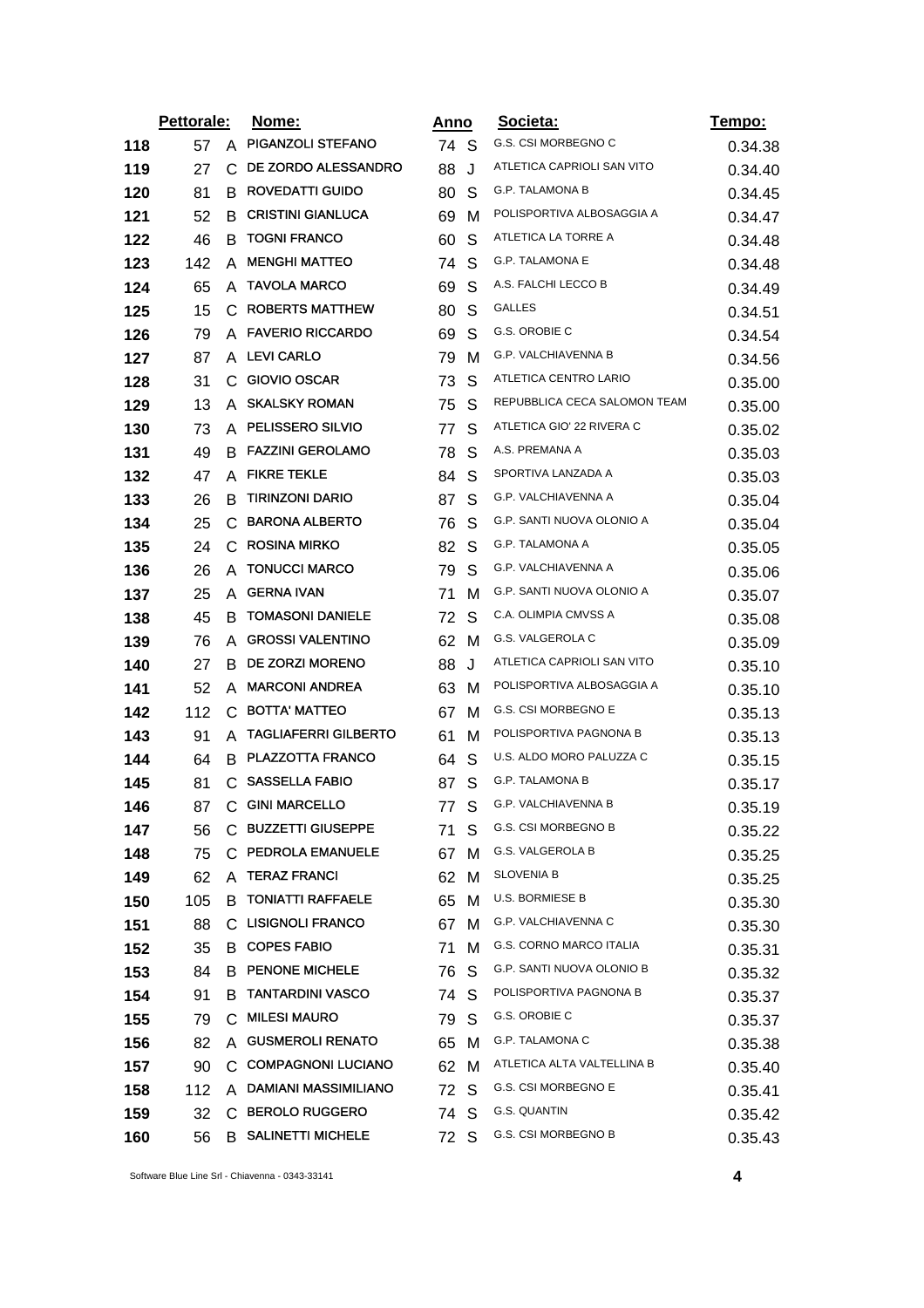| | Pettorale: | | Nome: | Anno | | Societa: | Tempo: |
|---|---|---|---|---|---|---|---|
| 118 | 57 | A | PIGANZOLI STEFANO | 74 | S | G.S. CSI MORBEGNO C | 0.34.38 |
| 119 | 27 | C | DE ZORDO ALESSANDRO | 88 | J | ATLETICA CAPRIOLI SAN VITO | 0.34.40 |
| 120 | 81 | B | ROVEDATTI GUIDO | 80 | S | G.P. TALAMONA B | 0.34.45 |
| 121 | 52 | B | CRISTINI GIANLUCA | 69 | M | POLISPORTIVA ALBOSAGGIA A | 0.34.47 |
| 122 | 46 | B | TOGNI FRANCO | 60 | S | ATLETICA LA TORRE A | 0.34.48 |
| 123 | 142 | A | MENGHI MATTEO | 74 | S | G.P. TALAMONA E | 0.34.48 |
| 124 | 65 | A | TAVOLA MARCO | 69 | S | A.S. FALCHI LECCO B | 0.34.49 |
| 125 | 15 | C | ROBERTS MATTHEW | 80 | S | GALLES | 0.34.51 |
| 126 | 79 | A | FAVERIO RICCARDO | 69 | S | G.S. OROBIE C | 0.34.54 |
| 127 | 87 | A | LEVI CARLO | 79 | M | G.P. VALCHIAVENNA B | 0.34.56 |
| 128 | 31 | C | GIOVIO OSCAR | 73 | S | ATLETICA CENTRO LARIO | 0.35.00 |
| 129 | 13 | A | SKALSKY ROMAN | 75 | S | REPUBBLICA CECA SALOMON TEAM | 0.35.00 |
| 130 | 73 | A | PELISSERO SILVIO | 77 | S | ATLETICA GIO' 22 RIVERA C | 0.35.02 |
| 131 | 49 | B | FAZZINI GEROLAMO | 78 | S | A.S. PREMANA A | 0.35.03 |
| 132 | 47 | A | FIKRE TEKLE | 84 | S | SPORTIVA LANZADA A | 0.35.03 |
| 133 | 26 | B | TIRINZONI DARIO | 87 | S | G.P. VALCHIAVENNA A | 0.35.04 |
| 134 | 25 | C | BARONA ALBERTO | 76 | S | G.P. SANTI NUOVA OLONIO A | 0.35.04 |
| 135 | 24 | C | ROSINA MIRKO | 82 | S | G.P. TALAMONA A | 0.35.05 |
| 136 | 26 | A | TONUCCI MARCO | 79 | S | G.P. VALCHIAVENNA A | 0.35.06 |
| 137 | 25 | A | GERNA IVAN | 71 | M | G.P. SANTI NUOVA OLONIO A | 0.35.07 |
| 138 | 45 | B | TOMASONI DANIELE | 72 | S | C.A. OLIMPIA CMVSS A | 0.35.08 |
| 139 | 76 | A | GROSSI VALENTINO | 62 | M | G.S. VALGEROLA C | 0.35.09 |
| 140 | 27 | B | DE ZORZI MORENO | 88 | J | ATLETICA CAPRIOLI SAN VITO | 0.35.10 |
| 141 | 52 | A | MARCONI ANDREA | 63 | M | POLISPORTIVA ALBOSAGGIA A | 0.35.10 |
| 142 | 112 | C | BOTTA' MATTEO | 67 | M | G.S. CSI MORBEGNO E | 0.35.13 |
| 143 | 91 | A | TAGLIAFERRI GILBERTO | 61 | M | POLISPORTIVA PAGNONA B | 0.35.13 |
| 144 | 64 | B | PLAZZOTTA FRANCO | 64 | S | U.S. ALDO MORO PALUZZA C | 0.35.15 |
| 145 | 81 | C | SASSELLA FABIO | 87 | S | G.P. TALAMONA B | 0.35.17 |
| 146 | 87 | C | GINI MARCELLO | 77 | S | G.P. VALCHIAVENNA B | 0.35.19 |
| 147 | 56 | C | BUZZETTI GIUSEPPE | 71 | S | G.S. CSI MORBEGNO B | 0.35.22 |
| 148 | 75 | C | PEDROLA EMANUELE | 67 | M | G.S. VALGEROLA B | 0.35.25 |
| 149 | 62 | A | TERAZ FRANCI | 62 | M | SLOVENIA B | 0.35.25 |
| 150 | 105 | B | TONIATTI RAFFAELE | 65 | M | U.S. BORMIESE B | 0.35.30 |
| 151 | 88 | C | LISIGNOLI FRANCO | 67 | M | G.P. VALCHIAVENNA C | 0.35.30 |
| 152 | 35 | B | COPES FABIO | 71 | M | G.S. CORNO MARCO ITALIA | 0.35.31 |
| 153 | 84 | B | PENONE MICHELE | 76 | S | G.P. SANTI NUOVA OLONIO B | 0.35.32 |
| 154 | 91 | B | TANTARDINI VASCO | 74 | S | POLISPORTIVA PAGNONA B | 0.35.37 |
| 155 | 79 | C | MILESI MAURO | 79 | S | G.S. OROBIE C | 0.35.37 |
| 156 | 82 | A | GUSMEROLI RENATO | 65 | M | G.P. TALAMONA C | 0.35.38 |
| 157 | 90 | C | COMPAGNONI LUCIANO | 62 | M | ATLETICA ALTA VALTELLINA B | 0.35.40 |
| 158 | 112 | A | DAMIANI MASSIMILIANO | 72 | S | G.S. CSI MORBEGNO E | 0.35.41 |
| 159 | 32 | C | BEROLO RUGGERO | 74 | S | G.S. QUANTIN | 0.35.42 |
| 160 | 56 | B | SALINETTI MICHELE | 72 | S | G.S. CSI MORBEGNO B | 0.35.43 |

Software Blue Line Srl - Chiavenna - 0343-33141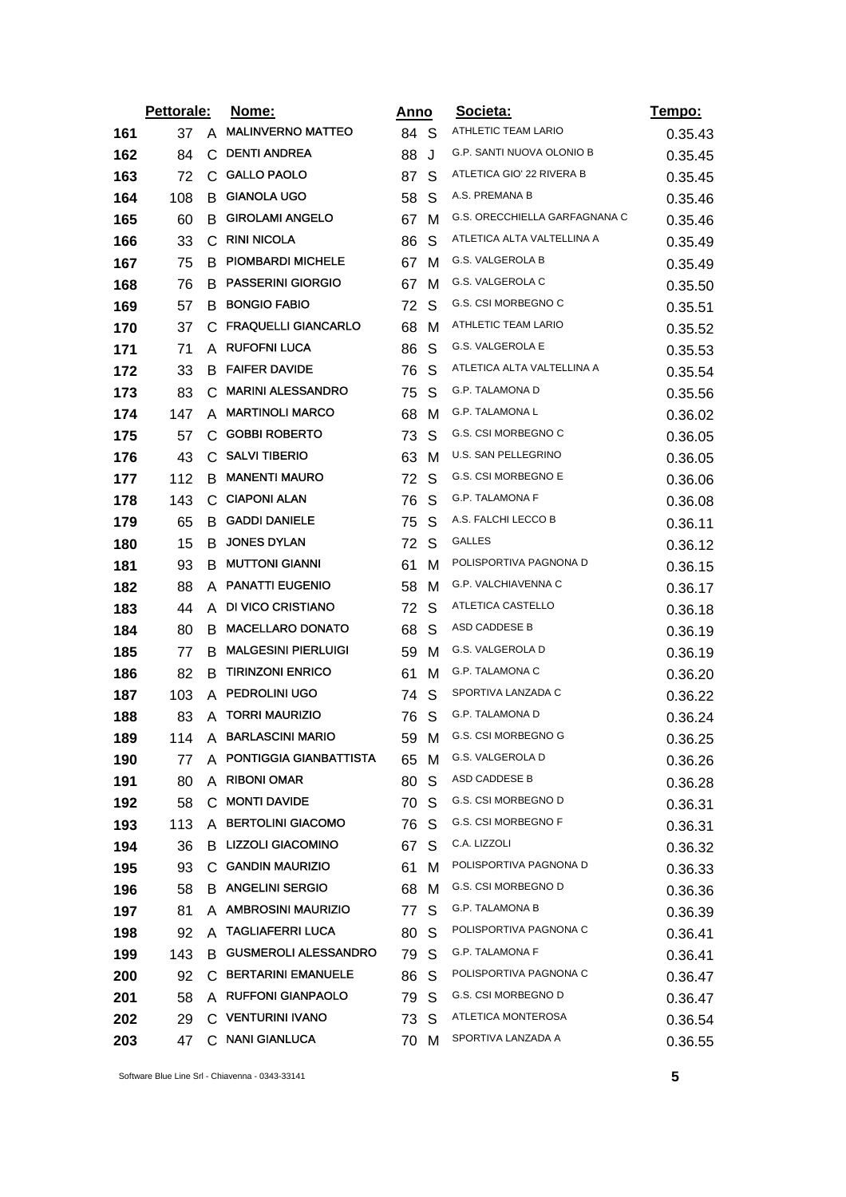| | Pettorale: | | Nome: | Anno | | Societa: | Tempo: |
|---|---|---|---|---|---|---|---|
| **161** | 37 | A | MALINVERNO MATTEO | 84 | S | ATHLETIC TEAM LARIO | 0.35.43 |
| **162** | 84 | C | DENTI ANDREA | 88 | J | G.P. SANTI NUOVA OLONIO B | 0.35.45 |
| **163** | 72 | C | GALLO PAOLO | 87 | S | ATLETICA GIO' 22 RIVERA B | 0.35.45 |
| **164** | 108 | B | GIANOLA UGO | 58 | S | A.S. PREMANA B | 0.35.46 |
| **165** | 60 | B | GIROLAMI ANGELO | 67 | M | G.S. ORECCHIELLA GARFAGNANA C | 0.35.46 |
| **166** | 33 | C | RINI NICOLA | 86 | S | ATLETICA ALTA VALTELLINA A | 0.35.49 |
| **167** | 75 | B | PIOMBARDI MICHELE | 67 | M | G.S. VALGEROLA B | 0.35.49 |
| **168** | 76 | B | PASSERINI GIORGIO | 67 | M | G.S. VALGEROLA C | 0.35.50 |
| **169** | 57 | B | BONGIO FABIO | 72 | S | G.S. CSI MORBEGNO C | 0.35.51 |
| **170** | 37 | C | FRAQUELLI GIANCARLO | 68 | M | ATHLETIC TEAM LARIO | 0.35.52 |
| **171** | 71 | A | RUFOFNI LUCA | 86 | S | G.S. VALGEROLA E | 0.35.53 |
| **172** | 33 | B | FAIFER DAVIDE | 76 | S | ATLETICA ALTA VALTELLINA A | 0.35.54 |
| **173** | 83 | C | MARINI ALESSANDRO | 75 | S | G.P. TALAMONA D | 0.35.56 |
| **174** | 147 | A | MARTINOLI MARCO | 68 | M | G.P. TALAMONA L | 0.36.02 |
| **175** | 57 | C | GOBBI ROBERTO | 73 | S | G.S. CSI MORBEGNO C | 0.36.05 |
| **176** | 43 | C | SALVI TIBERIO | 63 | M | U.S. SAN PELLEGRINO | 0.36.05 |
| **177** | 112 | B | MANENTI MAURO | 72 | S | G.S. CSI MORBEGNO E | 0.36.06 |
| **178** | 143 | C | CIAPONI ALAN | 76 | S | G.P. TALAMONA F | 0.36.08 |
| **179** | 65 | B | GADDI DANIELE | 75 | S | A.S. FALCHI LECCO B | 0.36.11 |
| **180** | 15 | B | JONES DYLAN | 72 | S | GALLES | 0.36.12 |
| **181** | 93 | B | MUTTONI GIANNI | 61 | M | POLISPORTIVA PAGNONA D | 0.36.15 |
| **182** | 88 | A | PANATTI EUGENIO | 58 | M | G.P. VALCHIAVENNA C | 0.36.17 |
| **183** | 44 | A | DI VICO CRISTIANO | 72 | S | ATLETICA CASTELLO | 0.36.18 |
| **184** | 80 | B | MACELLARO DONATO | 68 | S | ASD CADDESE B | 0.36.19 |
| **185** | 77 | B | MALGESINI PIERLUIGI | 59 | M | G.S. VALGEROLA D | 0.36.19 |
| **186** | 82 | B | TIRINZONI ENRICO | 61 | M | G.P. TALAMONA C | 0.36.20 |
| **187** | 103 | A | PEDROLINI UGO | 74 | S | SPORTIVA LANZADA C | 0.36.22 |
| **188** | 83 | A | TORRI MAURIZIO | 76 | S | G.P. TALAMONA D | 0.36.24 |
| **189** | 114 | A | BARLASCINI MARIO | 59 | M | G.S. CSI MORBEGNO G | 0.36.25 |
| **190** | 77 | A | PONTIGGIA GIANBATTISTA | 65 | M | G.S. VALGEROLA D | 0.36.26 |
| **191** | 80 | A | RIBONI OMAR | 80 | S | ASD CADDESE B | 0.36.28 |
| **192** | 58 | C | MONTI DAVIDE | 70 | S | G.S. CSI MORBEGNO D | 0.36.31 |
| **193** | 113 | A | BERTOLINI GIACOMO | 76 | S | G.S. CSI MORBEGNO F | 0.36.31 |
| **194** | 36 | B | LIZZOLI GIACOMINO | 67 | S | C.A. LIZZOLI | 0.36.32 |
| **195** | 93 | C | GANDIN MAURIZIO | 61 | M | POLISPORTIVA PAGNONA D | 0.36.33 |
| **196** | 58 | B | ANGELINI SERGIO | 68 | M | G.S. CSI MORBEGNO D | 0.36.36 |
| **197** | 81 | A | AMBROSINI MAURIZIO | 77 | S | G.P. TALAMONA B | 0.36.39 |
| **198** | 92 | A | TAGLIAFERRI LUCA | 80 | S | POLISPORTIVA PAGNONA C | 0.36.41 |
| **199** | 143 | B | GUSMEROLI ALESSANDRO | 79 | S | G.P. TALAMONA F | 0.36.41 |
| **200** | 92 | C | BERTARINI EMANUELE | 86 | S | POLISPORTIVA PAGNONA C | 0.36.47 |
| **201** | 58 | A | RUFFONI GIANPAOLO | 79 | S | G.S. CSI MORBEGNO D | 0.36.47 |
| **202** | 29 | C | VENTURINI IVANO | 73 | S | ATLETICA MONTEROSA | 0.36.54 |
| **203** | 47 | C | NANI GIANLUCA | 70 | M | SPORTIVA LANZADA A | 0.36.55 |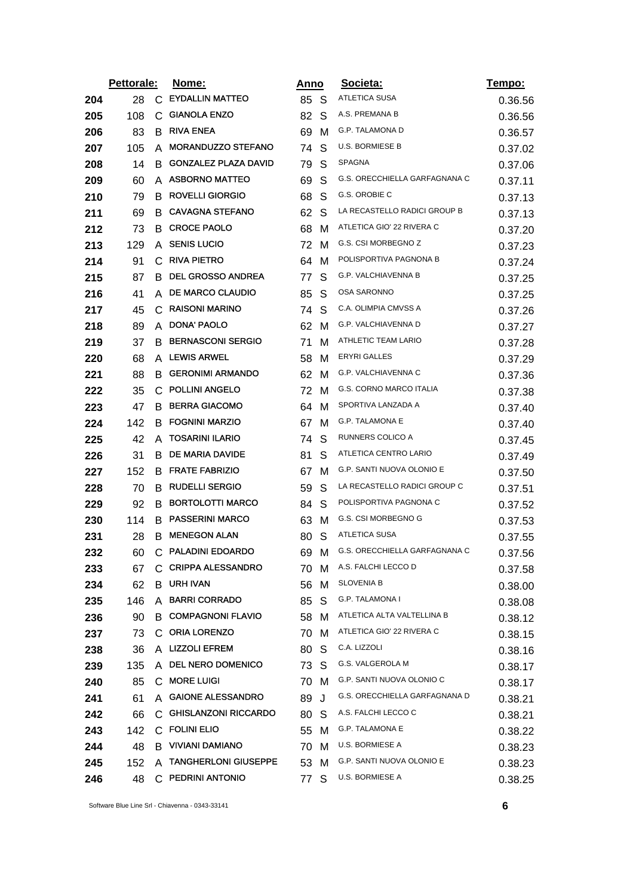| | Pettorale: | | Nome: | Anno | | Societa: | Tempo: |
|---|---|---|---|---|---|---|---|
| 204 | 28 | C | EYDALLIN MATTEO | 85 | S | ATLETICA SUSA | 0.36.56 |
| 205 | 108 | C | GIANOLA ENZO | 82 | S | A.S. PREMANA B | 0.36.56 |
| 206 | 83 | B | RIVA ENEA | 69 | M | G.P. TALAMONA D | 0.36.57 |
| 207 | 105 | A | MORANDUZZO STEFANO | 74 | S | U.S. BORMIESE B | 0.37.02 |
| 208 | 14 | B | GONZALEZ PLAZA DAVID | 79 | S | SPAGNA | 0.37.06 |
| 209 | 60 | A | ASBORNO MATTEO | 69 | S | G.S. ORECCHIELLA GARFAGNANA C | 0.37.11 |
| 210 | 79 | B | ROVELLI GIORGIO | 68 | S | G.S. OROBIE C | 0.37.13 |
| 211 | 69 | B | CAVAGNA STEFANO | 62 | S | LA RECASTELLO RADICI GROUP B | 0.37.13 |
| 212 | 73 | B | CROCE PAOLO | 68 | M | ATLETICA GIO' 22 RIVERA C | 0.37.20 |
| 213 | 129 | A | SENIS LUCIO | 72 | M | G.S. CSI MORBEGNO Z | 0.37.23 |
| 214 | 91 | C | RIVA PIETRO | 64 | M | POLISPORTIVA PAGNONA B | 0.37.24 |
| 215 | 87 | B | DEL GROSSO ANDREA | 77 | S | G.P. VALCHIAVENNA B | 0.37.25 |
| 216 | 41 | A | DE MARCO CLAUDIO | 85 | S | OSA SARONNO | 0.37.25 |
| 217 | 45 | C | RAISONI MARINO | 74 | S | C.A. OLIMPIA CMVSS A | 0.37.26 |
| 218 | 89 | A | DONA' PAOLO | 62 | M | G.P. VALCHIAVENNA D | 0.37.27 |
| 219 | 37 | B | BERNASCONI SERGIO | 71 | M | ATHLETIC TEAM LARIO | 0.37.28 |
| 220 | 68 | A | LEWIS ARWEL | 58 | M | ERYRI GALLES | 0.37.29 |
| 221 | 88 | B | GERONIMI ARMANDO | 62 | M | G.P. VALCHIAVENNA C | 0.37.36 |
| 222 | 35 | C | POLLINI ANGELO | 72 | M | G.S. CORNO MARCO ITALIA | 0.37.38 |
| 223 | 47 | B | BERRA GIACOMO | 64 | M | SPORTIVA LANZADA A | 0.37.40 |
| 224 | 142 | B | FOGNINI MARZIO | 67 | M | G.P. TALAMONA E | 0.37.40 |
| 225 | 42 | A | TOSARINI ILARIO | 74 | S | RUNNERS COLICO A | 0.37.45 |
| 226 | 31 | B | DE MARIA DAVIDE | 81 | S | ATLETICA CENTRO LARIO | 0.37.49 |
| 227 | 152 | B | FRATE FABRIZIO | 67 | M | G.P. SANTI NUOVA OLONIO E | 0.37.50 |
| 228 | 70 | B | RUDELLI SERGIO | 59 | S | LA RECASTELLO RADICI GROUP C | 0.37.51 |
| 229 | 92 | B | BORTOLOTTI MARCO | 84 | S | POLISPORTIVA PAGNONA C | 0.37.52 |
| 230 | 114 | B | PASSERINI MARCO | 63 | M | G.S. CSI MORBEGNO G | 0.37.53 |
| 231 | 28 | B | MENEGON ALAN | 80 | S | ATLETICA SUSA | 0.37.55 |
| 232 | 60 | C | PALADINI EDOARDO | 69 | M | G.S. ORECCHIELLA GARFAGNANA C | 0.37.56 |
| 233 | 67 | C | CRIPPA ALESSANDRO | 70 | M | A.S. FALCHI LECCO D | 0.37.58 |
| 234 | 62 | B | URH IVAN | 56 | M | SLOVENIA B | 0.38.00 |
| 235 | 146 | A | BARRI CORRADO | 85 | S | G.P. TALAMONA I | 0.38.08 |
| 236 | 90 | B | COMPAGNONI FLAVIO | 58 | M | ATLETICA ALTA VALTELLINA B | 0.38.12 |
| 237 | 73 | C | ORIA LORENZO | 70 | M | ATLETICA GIO' 22 RIVERA C | 0.38.15 |
| 238 | 36 | A | LIZZOLI EFREM | 80 | S | C.A. LIZZOLI | 0.38.16 |
| 239 | 135 | A | DEL NERO DOMENICO | 73 | S | G.S. VALGEROLA M | 0.38.17 |
| 240 | 85 | C | MORE LUIGI | 70 | M | G.P. SANTI NUOVA OLONIO C | 0.38.17 |
| 241 | 61 | A | GAIONE ALESSANDRO | 89 | J | G.S. ORECCHIELLA GARFAGNANA D | 0.38.21 |
| 242 | 66 | C | GHISLANZONI RICCARDO | 80 | S | A.S. FALCHI LECCO C | 0.38.21 |
| 243 | 142 | C | FOLINI ELIO | 55 | M | G.P. TALAMONA E | 0.38.22 |
| 244 | 48 | B | VIVIANI DAMIANO | 70 | M | U.S. BORMIESE A | 0.38.23 |
| 245 | 152 | A | TANGHERLONI GIUSEPPE | 53 | M | G.P. SANTI NUOVA OLONIO E | 0.38.23 |
| 246 | 48 | C | PEDRINI ANTONIO | 77 | S | U.S. BORMIESE A | 0.38.25 |

Software Blue Line Srl - Chiavenna - 0343-33141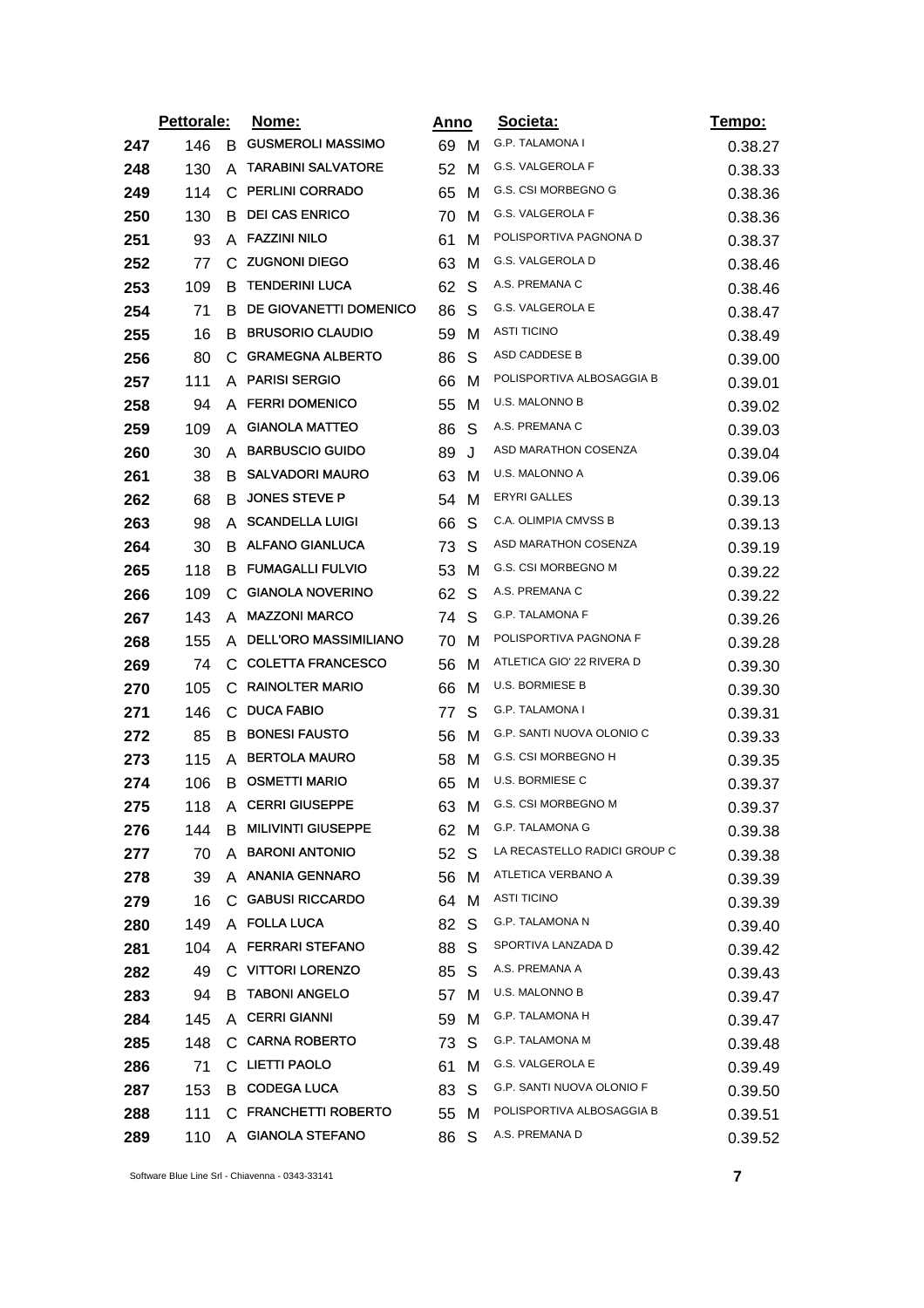| | Pettorale: | | Nome: | Anno | | Societa: | Tempo: |
|---|---|---|---|---|---|---|---|
| 247 | 146 | B | GUSMEROLI MASSIMO | 69 | M | G.P. TALAMONA I | 0.38.27 |
| 248 | 130 | A | TARABINI SALVATORE | 52 | M | G.S. VALGEROLA F | 0.38.33 |
| 249 | 114 | C | PERLINI CORRADO | 65 | M | G.S. CSI MORBEGNO G | 0.38.36 |
| 250 | 130 | B | DEI CAS ENRICO | 70 | M | G.S. VALGEROLA F | 0.38.36 |
| 251 | 93 | A | FAZZINI NILO | 61 | M | POLISPORTIVA PAGNONA D | 0.38.37 |
| 252 | 77 | C | ZUGNONI DIEGO | 63 | M | G.S. VALGEROLA D | 0.38.46 |
| 253 | 109 | B | TENDERINI LUCA | 62 | S | A.S. PREMANA C | 0.38.46 |
| 254 | 71 | B | DE GIOVANETTI DOMENICO | 86 | S | G.S. VALGEROLA E | 0.38.47 |
| 255 | 16 | B | BRUSORIO CLAUDIO | 59 | M | ASTI TICINO | 0.38.49 |
| 256 | 80 | C | GRAMEGNA ALBERTO | 86 | S | ASD CADDESE B | 0.39.00 |
| 257 | 111 | A | PARISI SERGIO | 66 | M | POLISPORTIVA ALBOSAGGIA B | 0.39.01 |
| 258 | 94 | A | FERRI DOMENICO | 55 | M | U.S. MALONNO B | 0.39.02 |
| 259 | 109 | A | GIANOLA MATTEO | 86 | S | A.S. PREMANA C | 0.39.03 |
| 260 | 30 | A | BARBUSCIO GUIDO | 89 | J | ASD MARATHON COSENZA | 0.39.04 |
| 261 | 38 | B | SALVADORI MAURO | 63 | M | U.S. MALONNO A | 0.39.06 |
| 262 | 68 | B | JONES STEVE P | 54 | M | ERYRI GALLES | 0.39.13 |
| 263 | 98 | A | SCANDELLA LUIGI | 66 | S | C.A. OLIMPIA CMVSS B | 0.39.13 |
| 264 | 30 | B | ALFANO GIANLUCA | 73 | S | ASD MARATHON COSENZA | 0.39.19 |
| 265 | 118 | B | FUMAGALLI FULVIO | 53 | M | G.S. CSI MORBEGNO M | 0.39.22 |
| 266 | 109 | C | GIANOLA NOVERINO | 62 | S | A.S. PREMANA C | 0.39.22 |
| 267 | 143 | A | MAZZONI MARCO | 74 | S | G.P. TALAMONA F | 0.39.26 |
| 268 | 155 | A | DELL'ORO MASSIMILIANO | 70 | M | POLISPORTIVA PAGNONA F | 0.39.28 |
| 269 | 74 | C | COLETTA FRANCESCO | 56 | M | ATLETICA GIO' 22 RIVERA D | 0.39.30 |
| 270 | 105 | C | RAINOLTER MARIO | 66 | M | U.S. BORMIESE B | 0.39.30 |
| 271 | 146 | C | DUCA FABIO | 77 | S | G.P. TALAMONA I | 0.39.31 |
| 272 | 85 | B | BONESI FAUSTO | 56 | M | G.P. SANTI NUOVA OLONIO C | 0.39.33 |
| 273 | 115 | A | BERTOLA MAURO | 58 | M | G.S. CSI MORBEGNO H | 0.39.35 |
| 274 | 106 | B | OSMETTI MARIO | 65 | M | U.S. BORMIESE C | 0.39.37 |
| 275 | 118 | A | CERRI GIUSEPPE | 63 | M | G.S. CSI MORBEGNO M | 0.39.37 |
| 276 | 144 | B | MILIVINTI GIUSEPPE | 62 | M | G.P. TALAMONA G | 0.39.38 |
| 277 | 70 | A | BARONI ANTONIO | 52 | S | LA RECASTELLO RADICI GROUP C | 0.39.38 |
| 278 | 39 | A | ANANIA GENNARO | 56 | M | ATLETICA VERBANO A | 0.39.39 |
| 279 | 16 | C | GABUSI RICCARDO | 64 | M | ASTI TICINO | 0.39.39 |
| 280 | 149 | A | FOLLA LUCA | 82 | S | G.P. TALAMONA N | 0.39.40 |
| 281 | 104 | A | FERRARI STEFANO | 88 | S | SPORTIVA LANZADA D | 0.39.42 |
| 282 | 49 | C | VITTORI LORENZO | 85 | S | A.S. PREMANA A | 0.39.43 |
| 283 | 94 | B | TABONI ANGELO | 57 | M | U.S. MALONNO B | 0.39.47 |
| 284 | 145 | A | CERRI GIANNI | 59 | M | G.P. TALAMONA H | 0.39.47 |
| 285 | 148 | C | CARNA ROBERTO | 73 | S | G.P. TALAMONA M | 0.39.48 |
| 286 | 71 | C | LIETTI PAOLO | 61 | M | G.S. VALGEROLA E | 0.39.49 |
| 287 | 153 | B | CODEGA LUCA | 83 | S | G.P. SANTI NUOVA OLONIO F | 0.39.50 |
| 288 | 111 | C | FRANCHETTI ROBERTO | 55 | M | POLISPORTIVA ALBOSAGGIA B | 0.39.51 |
| 289 | 110 | A | GIANOLA STEFANO | 86 | S | A.S. PREMANA D | 0.39.52 |

Software Blue Line Srl - Chiavenna - 0343-33141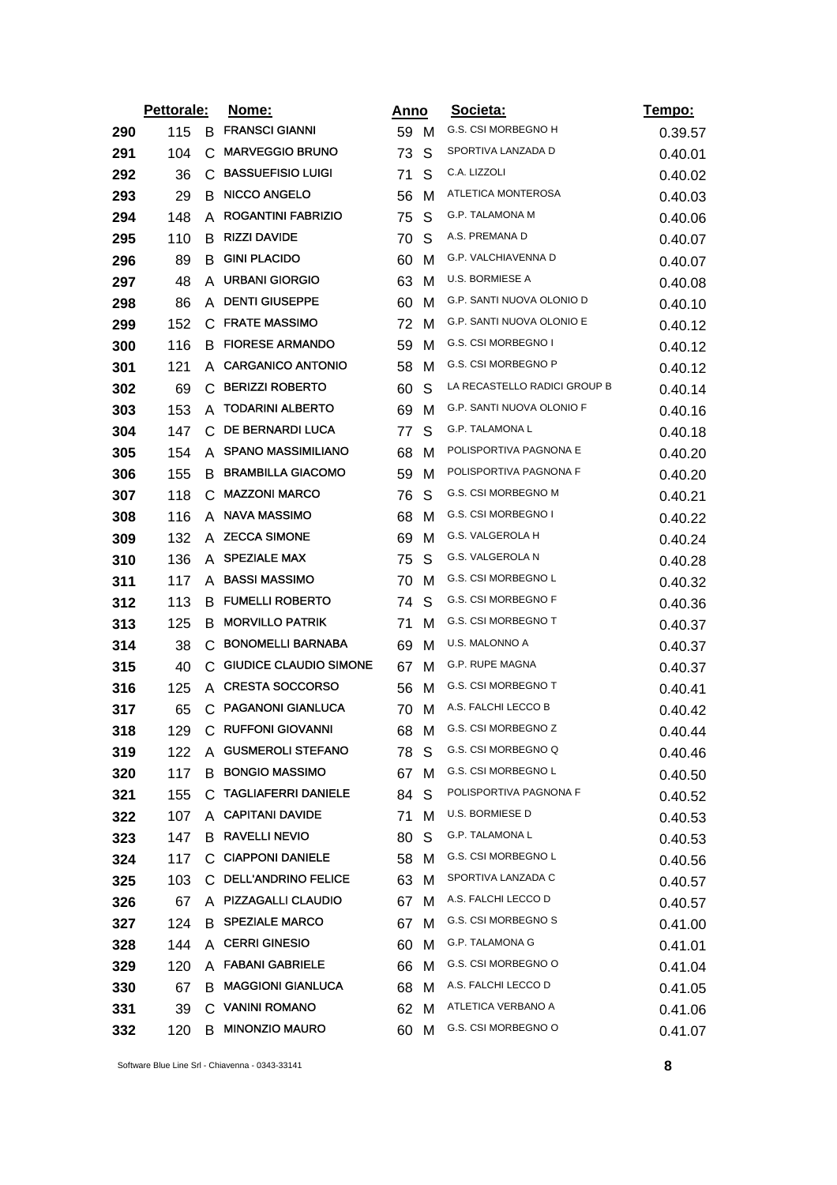| | Pettorale: | | Nome: | Anno | | Societa: | Tempo: |
|---|---|---|---|---|---|---|---|
| **290** | 115 | B | FRANSCI GIANNI | 59 | M | G.S. CSI MORBEGNO H | 0.39.57 |
| **291** | 104 | C | MARVEGGIO BRUNO | 73 | S | SPORTIVA LANZADA D | 0.40.01 |
| **292** | 36 | C | BASSUEFISIO LUIGI | 71 | S | C.A. LIZZOLI | 0.40.02 |
| **293** | 29 | B | NICCO ANGELO | 56 | M | ATLETICA MONTEROSA | 0.40.03 |
| **294** | 148 | A | ROGANTINI FABRIZIO | 75 | S | G.P. TALAMONA M | 0.40.06 |
| **295** | 110 | B | RIZZI DAVIDE | 70 | S | A.S. PREMANA D | 0.40.07 |
| **296** | 89 | B | GINI PLACIDO | 60 | M | G.P. VALCHIAVENNA D | 0.40.07 |
| **297** | 48 | A | URBANI GIORGIO | 63 | M | U.S. BORMIESE A | 0.40.08 |
| **298** | 86 | A | DENTI GIUSEPPE | 60 | M | G.P. SANTI NUOVA OLONIO D | 0.40.10 |
| **299** | 152 | C | FRATE MASSIMO | 72 | M | G.P. SANTI NUOVA OLONIO E | 0.40.12 |
| **300** | 116 | B | FIORESE ARMANDO | 59 | M | G.S. CSI MORBEGNO I | 0.40.12 |
| **301** | 121 | A | CARGANICO ANTONIO | 58 | M | G.S. CSI MORBEGNO P | 0.40.12 |
| **302** | 69 | C | BERIZZI ROBERTO | 60 | S | LA RECASTELLO RADICI GROUP B | 0.40.14 |
| **303** | 153 | A | TODARINI ALBERTO | 69 | M | G.P. SANTI NUOVA OLONIO F | 0.40.16 |
| **304** | 147 | C | DE BERNARDI LUCA | 77 | S | G.P. TALAMONA L | 0.40.18 |
| **305** | 154 | A | SPANO MASSIMILIANO | 68 | M | POLISPORTIVA PAGNONA E | 0.40.20 |
| **306** | 155 | B | BRAMBILLA GIACOMO | 59 | M | POLISPORTIVA PAGNONA F | 0.40.20 |
| **307** | 118 | C | MAZZONI MARCO | 76 | S | G.S. CSI MORBEGNO M | 0.40.21 |
| **308** | 116 | A | NAVA MASSIMO | 68 | M | G.S. CSI MORBEGNO I | 0.40.22 |
| **309** | 132 | A | ZECCA SIMONE | 69 | M | G.S. VALGEROLA H | 0.40.24 |
| **310** | 136 | A | SPEZIALE MAX | 75 | S | G.S. VALGEROLA N | 0.40.28 |
| **311** | 117 | A | BASSI MASSIMO | 70 | M | G.S. CSI MORBEGNO L | 0.40.32 |
| **312** | 113 | B | FUMELLI ROBERTO | 74 | S | G.S. CSI MORBEGNO F | 0.40.36 |
| **313** | 125 | B | MORVILLO PATRIK | 71 | M | G.S. CSI MORBEGNO T | 0.40.37 |
| **314** | 38 | C | BONOMELLI BARNABA | 69 | M | U.S. MALONNO A | 0.40.37 |
| **315** | 40 | C | GIUDICE CLAUDIO SIMONE | 67 | M | G.P. RUPE MAGNA | 0.40.37 |
| **316** | 125 | A | CRESTA SOCCORSO | 56 | M | G.S. CSI MORBEGNO T | 0.40.41 |
| **317** | 65 | C | PAGANONI GIANLUCA | 70 | M | A.S. FALCHI LECCO B | 0.40.42 |
| **318** | 129 | C | RUFFONI GIOVANNI | 68 | M | G.S. CSI MORBEGNO Z | 0.40.44 |
| **319** | 122 | A | GUSMEROLI STEFANO | 78 | S | G.S. CSI MORBEGNO Q | 0.40.46 |
| **320** | 117 | B | BONGIO MASSIMO | 67 | M | G.S. CSI MORBEGNO L | 0.40.50 |
| **321** | 155 | C | TAGLIAFERRI DANIELE | 84 | S | POLISPORTIVA PAGNONA F | 0.40.52 |
| **322** | 107 | A | CAPITANI DAVIDE | 71 | M | U.S. BORMIESE D | 0.40.53 |
| **323** | 147 | B | RAVELLI NEVIO | 80 | S | G.P. TALAMONA L | 0.40.53 |
| **324** | 117 | C | CIAPPONI DANIELE | 58 | M | G.S. CSI MORBEGNO L | 0.40.56 |
| **325** | 103 | C | DELL'ANDRINO FELICE | 63 | M | SPORTIVA LANZADA C | 0.40.57 |
| **326** | 67 | A | PIZZAGALLI CLAUDIO | 67 | M | A.S. FALCHI LECCO D | 0.40.57 |
| **327** | 124 | B | SPEZIALE MARCO | 67 | M | G.S. CSI MORBEGNO S | 0.41.00 |
| **328** | 144 | A | CERRI GINESIO | 60 | M | G.P. TALAMONA G | 0.41.01 |
| **329** | 120 | A | FABANI GABRIELE | 66 | M | G.S. CSI MORBEGNO O | 0.41.04 |
| **330** | 67 | B | MAGGIONI GIANLUCA | 68 | M | A.S. FALCHI LECCO D | 0.41.05 |
| **331** | 39 | C | VANINI ROMANO | 62 | M | ATLETICA VERBANO A | 0.41.06 |
| **332** | 120 | B | MINONZIO MAURO | 60 | M | G.S. CSI MORBEGNO O | 0.41.07 |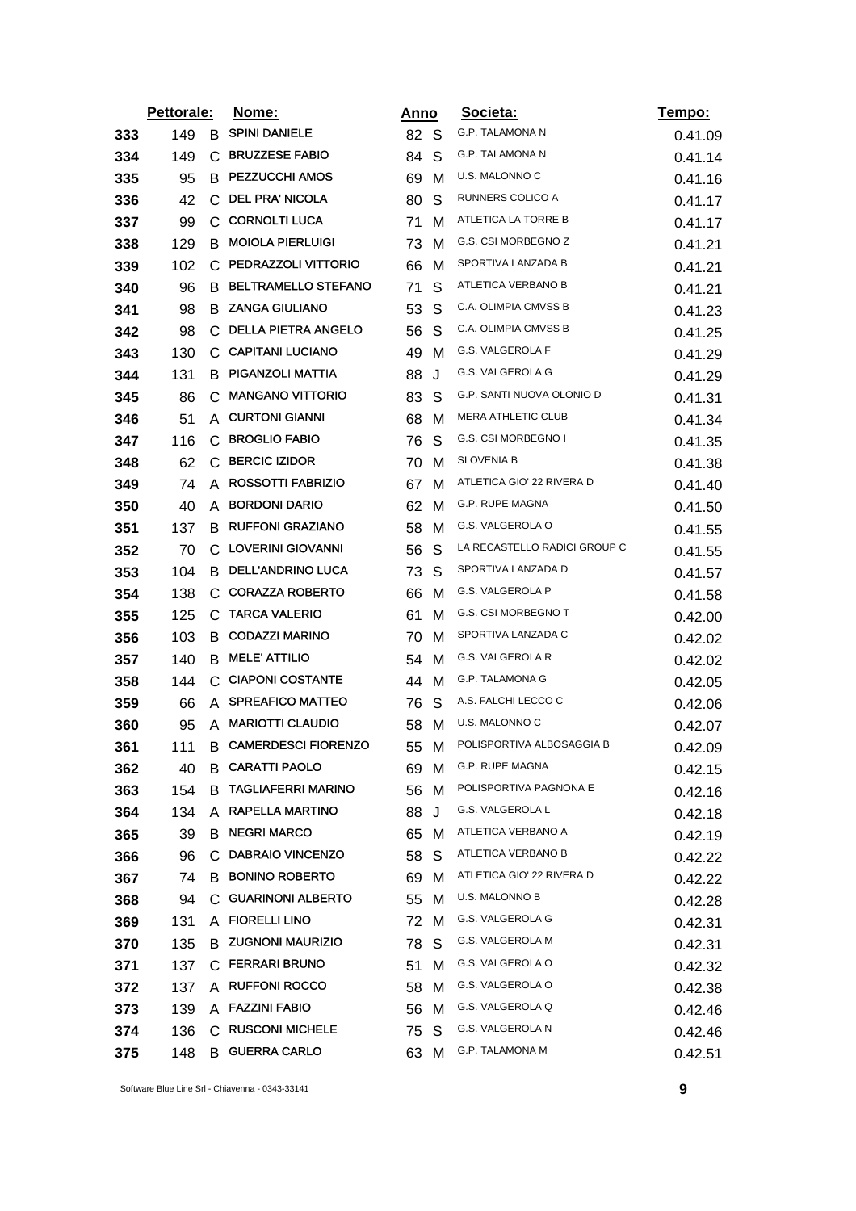| | Pettorale: | | Nome: | Anno | | Societa: | Tempo: |
|---|---|---|---|---|---|---|---|
| 333 | 149 | B | SPINI DANIELE | 82 | S | G.P. TALAMONA N | 0.41.09 |
| 334 | 149 | C | BRUZZESE FABIO | 84 | S | G.P. TALAMONA N | 0.41.14 |
| 335 | 95 | B | PEZZUCCHI AMOS | 69 | M | U.S. MALONNO C | 0.41.16 |
| 336 | 42 | C | DEL PRA' NICOLA | 80 | S | RUNNERS COLICO A | 0.41.17 |
| 337 | 99 | C | CORNOLTI LUCA | 71 | M | ATLETICA LA TORRE B | 0.41.17 |
| 338 | 129 | B | MOIOLA PIERLUIGI | 73 | M | G.S. CSI MORBEGNO Z | 0.41.21 |
| 339 | 102 | C | PEDRAZZOLI VITTORIO | 66 | M | SPORTIVA LANZADA B | 0.41.21 |
| 340 | 96 | B | BELTRAMELLO STEFANO | 71 | S | ATLETICA VERBANO B | 0.41.21 |
| 341 | 98 | B | ZANGA GIULIANO | 53 | S | C.A. OLIMPIA CMVSS B | 0.41.23 |
| 342 | 98 | C | DELLA PIETRA ANGELO | 56 | S | C.A. OLIMPIA CMVSS B | 0.41.25 |
| 343 | 130 | C | CAPITANI LUCIANO | 49 | M | G.S. VALGEROLA F | 0.41.29 |
| 344 | 131 | B | PIGANZOLI MATTIA | 88 | J | G.S. VALGEROLA G | 0.41.29 |
| 345 | 86 | C | MANGANO VITTORIO | 83 | S | G.P. SANTI NUOVA OLONIO D | 0.41.31 |
| 346 | 51 | A | CURTONI GIANNI | 68 | M | MERA ATHLETIC CLUB | 0.41.34 |
| 347 | 116 | C | BROGLIO FABIO | 76 | S | G.S. CSI MORBEGNO I | 0.41.35 |
| 348 | 62 | C | BERCIC IZIDOR | 70 | M | SLOVENIA B | 0.41.38 |
| 349 | 74 | A | ROSSOTTI FABRIZIO | 67 | M | ATLETICA GIO' 22 RIVERA D | 0.41.40 |
| 350 | 40 | A | BORDONI DARIO | 62 | M | G.P. RUPE MAGNA | 0.41.50 |
| 351 | 137 | B | RUFFONI GRAZIANO | 58 | M | G.S. VALGEROLA O | 0.41.55 |
| 352 | 70 | C | LOVERINI GIOVANNI | 56 | S | LA RECASTELLO RADICI GROUP C | 0.41.55 |
| 353 | 104 | B | DELL'ANDRINO LUCA | 73 | S | SPORTIVA LANZADA D | 0.41.57 |
| 354 | 138 | C | CORAZZA ROBERTO | 66 | M | G.S. VALGEROLA P | 0.41.58 |
| 355 | 125 | C | TARCA VALERIO | 61 | M | G.S. CSI MORBEGNO T | 0.42.00 |
| 356 | 103 | B | CODAZZI MARINO | 70 | M | SPORTIVA LANZADA C | 0.42.02 |
| 357 | 140 | B | MELE' ATTILIO | 54 | M | G.S. VALGEROLA R | 0.42.02 |
| 358 | 144 | C | CIAPONI COSTANTE | 44 | M | G.P. TALAMONA G | 0.42.05 |
| 359 | 66 | A | SPREAFICO MATTEO | 76 | S | A.S. FALCHI LECCO C | 0.42.06 |
| 360 | 95 | A | MARIOTTI CLAUDIO | 58 | M | U.S. MALONNO C | 0.42.07 |
| 361 | 111 | B | CAMERDESCI FIORENZO | 55 | M | POLISPORTIVA ALBOSAGGIA B | 0.42.09 |
| 362 | 40 | B | CARATTI PAOLO | 69 | M | G.P. RUPE MAGNA | 0.42.15 |
| 363 | 154 | B | TAGLIAFERRI MARINO | 56 | M | POLISPORTIVA PAGNONA E | 0.42.16 |
| 364 | 134 | A | RAPELLA MARTINO | 88 | J | G.S. VALGEROLA L | 0.42.18 |
| 365 | 39 | B | NEGRI MARCO | 65 | M | ATLETICA VERBANO A | 0.42.19 |
| 366 | 96 | C | DABRAIO VINCENZO | 58 | S | ATLETICA VERBANO B | 0.42.22 |
| 367 | 74 | B | BONINO ROBERTO | 69 | M | ATLETICA GIO' 22 RIVERA D | 0.42.22 |
| 368 | 94 | C | GUARINONI ALBERTO | 55 | M | U.S. MALONNO B | 0.42.28 |
| 369 | 131 | A | FIORELLI LINO | 72 | M | G.S. VALGEROLA G | 0.42.31 |
| 370 | 135 | B | ZUGNONI MAURIZIO | 78 | S | G.S. VALGEROLA M | 0.42.31 |
| 371 | 137 | C | FERRARI BRUNO | 51 | M | G.S. VALGEROLA O | 0.42.32 |
| 372 | 137 | A | RUFFONI ROCCO | 58 | M | G.S. VALGEROLA O | 0.42.38 |
| 373 | 139 | A | FAZZINI FABIO | 56 | M | G.S. VALGEROLA Q | 0.42.46 |
| 374 | 136 | C | RUSCONI MICHELE | 75 | S | G.S. VALGEROLA N | 0.42.46 |
| 375 | 148 | B | GUERRA CARLO | 63 | M | G.P. TALAMONA M | 0.42.51 |

Software Blue Line Srl - Chiavenna - 0343-33141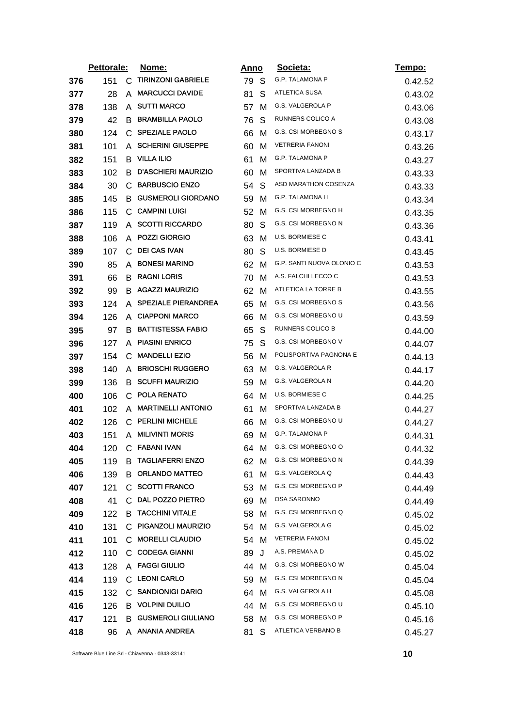| | Pettorale: | | Nome: | Anno | | Societa: | Tempo: |
|---|---|---|---|---|---|---|---|
| 376 | 151 | C | TIRINZONI GABRIELE | 79 | S | G.P. TALAMONA P | 0.42.52 |
| 377 | 28 | A | MARCUCCI DAVIDE | 81 | S | ATLETICA SUSA | 0.43.02 |
| 378 | 138 | A | SUTTI MARCO | 57 | M | G.S. VALGEROLA P | 0.43.06 |
| 379 | 42 | B | BRAMBILLA PAOLO | 76 | S | RUNNERS COLICO A | 0.43.08 |
| 380 | 124 | C | SPEZIALE PAOLO | 66 | M | G.S. CSI MORBEGNO S | 0.43.17 |
| 381 | 101 | A | SCHERINI GIUSEPPE | 60 | M | VETRERIA FANONI | 0.43.26 |
| 382 | 151 | B | VILLA ILIO | 61 | M | G.P. TALAMONA P | 0.43.27 |
| 383 | 102 | B | D'ASCHIERI MAURIZIO | 60 | M | SPORTIVA LANZADA B | 0.43.33 |
| 384 | 30 | C | BARBUSCIO ENZO | 54 | S | ASD MARATHON COSENZA | 0.43.33 |
| 385 | 145 | B | GUSMEROLI GIORDANO | 59 | M | G.P. TALAMONA H | 0.43.34 |
| 386 | 115 | C | CAMPINI LUIGI | 52 | M | G.S. CSI MORBEGNO H | 0.43.35 |
| 387 | 119 | A | SCOTTI RICCARDO | 80 | S | G.S. CSI MORBEGNO N | 0.43.36 |
| 388 | 106 | A | POZZI GIORGIO | 63 | M | U.S. BORMIESE C | 0.43.41 |
| 389 | 107 | C | DEI CAS IVAN | 80 | S | U.S. BORMIESE D | 0.43.45 |
| 390 | 85 | A | BONESI MARINO | 62 | M | G.P. SANTI NUOVA OLONIO C | 0.43.53 |
| 391 | 66 | B | RAGNI LORIS | 70 | M | A.S. FALCHI LECCO C | 0.43.53 |
| 392 | 99 | B | AGAZZI MAURIZIO | 62 | M | ATLETICA LA TORRE B | 0.43.55 |
| 393 | 124 | A | SPEZIALE PIERANDREA | 65 | M | G.S. CSI MORBEGNO S | 0.43.56 |
| 394 | 126 | A | CIAPPONI MARCO | 66 | M | G.S. CSI MORBEGNO U | 0.43.59 |
| 395 | 97 | B | BATTISTESSA FABIO | 65 | S | RUNNERS COLICO B | 0.44.00 |
| 396 | 127 | A | PIASINI ENRICO | 75 | S | G.S. CSI MORBEGNO V | 0.44.07 |
| 397 | 154 | C | MANDELLI EZIO | 56 | M | POLISPORTIVA PAGNONA E | 0.44.13 |
| 398 | 140 | A | BRIOSCHI RUGGERO | 63 | M | G.S. VALGEROLA R | 0.44.17 |
| 399 | 136 | B | SCUFFI MAURIZIO | 59 | M | G.S. VALGEROLA N | 0.44.20 |
| 400 | 106 | C | POLA RENATO | 64 | M | U.S. BORMIESE C | 0.44.25 |
| 401 | 102 | A | MARTINELLI ANTONIO | 61 | M | SPORTIVA LANZADA B | 0.44.27 |
| 402 | 126 | C | PERLINI MICHELE | 66 | M | G.S. CSI MORBEGNO U | 0.44.27 |
| 403 | 151 | A | MILIVINTI MORIS | 69 | M | G.P. TALAMONA P | 0.44.31 |
| 404 | 120 | C | FABANI IVAN | 64 | M | G.S. CSI MORBEGNO O | 0.44.32 |
| 405 | 119 | B | TAGLIAFERRI ENZO | 62 | M | G.S. CSI MORBEGNO N | 0.44.39 |
| 406 | 139 | B | ORLANDO MATTEO | 61 | M | G.S. VALGEROLA Q | 0.44.43 |
| 407 | 121 | C | SCOTTI FRANCO | 53 | M | G.S. CSI MORBEGNO P | 0.44.49 |
| 408 | 41 | C | DAL POZZO PIETRO | 69 | M | OSA SARONNO | 0.44.49 |
| 409 | 122 | B | TACCHINI VITALE | 58 | M | G.S. CSI MORBEGNO Q | 0.45.02 |
| 410 | 131 | C | PIGANZOLI MAURIZIO | 54 | M | G.S. VALGEROLA G | 0.45.02 |
| 411 | 101 | C | MORELLI CLAUDIO | 54 | M | VETRERIA FANONI | 0.45.02 |
| 412 | 110 | C | CODEGA GIANNI | 89 | J | A.S. PREMANA D | 0.45.02 |
| 413 | 128 | A | FAGGI GIULIO | 44 | M | G.S. CSI MORBEGNO W | 0.45.04 |
| 414 | 119 | C | LEONI CARLO | 59 | M | G.S. CSI MORBEGNO N | 0.45.04 |
| 415 | 132 | C | SANDIONIGI DARIO | 64 | M | G.S. VALGEROLA H | 0.45.08 |
| 416 | 126 | B | VOLPINI DUILIO | 44 | M | G.S. CSI MORBEGNO U | 0.45.10 |
| 417 | 121 | B | GUSMEROLI GIULIANO | 58 | M | G.S. CSI MORBEGNO P | 0.45.16 |
| 418 | 96 | A | ANANIA ANDREA | 81 | S | ATLETICA VERBANO B | 0.45.27 |

Software Blue Line Srl - Chiavenna - 0343-33141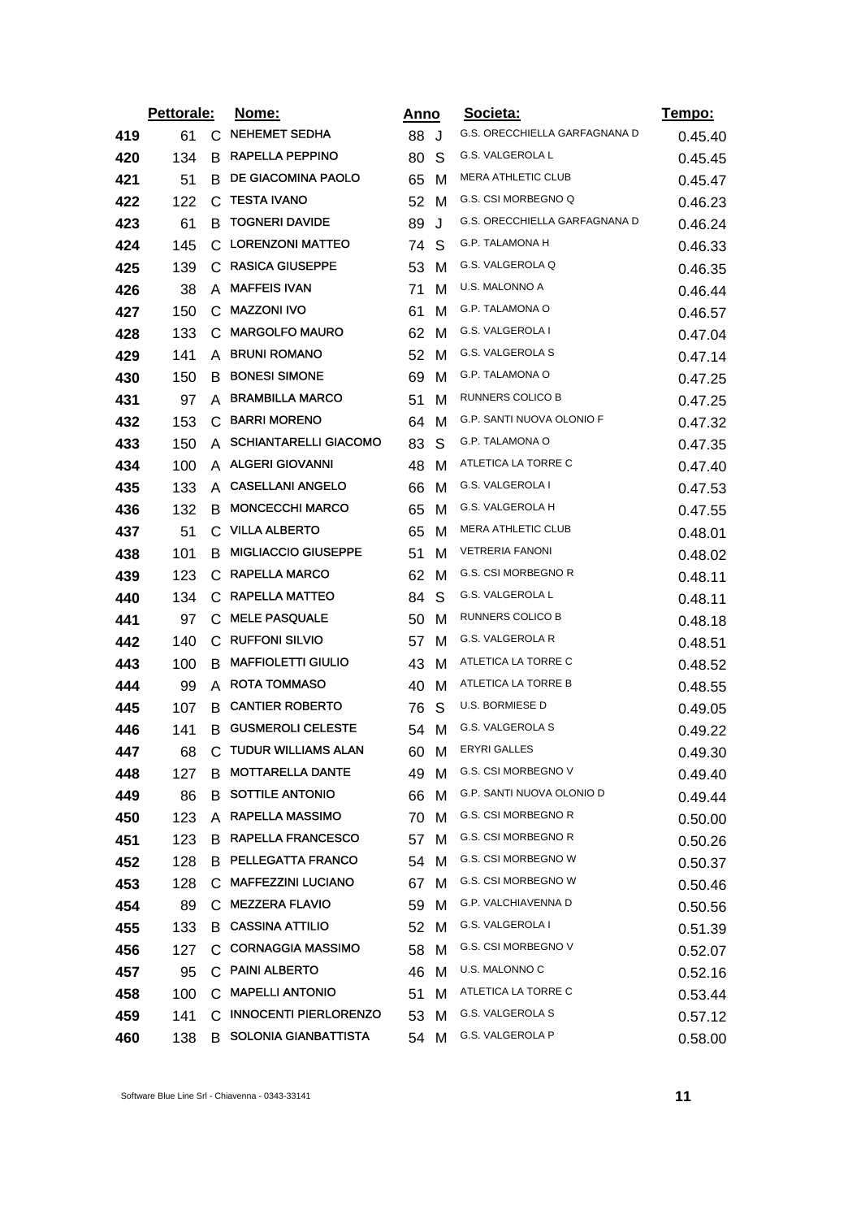| | Pettorale: | | Nome: | Anno | | Societa: | Tempo: |
|---|---|---|---|---|---|---|---|
| 419 | 61 | C | NEHEMET SEDHA | 88 | J | G.S. ORECCHIELLA GARFAGNANA D | 0.45.40 |
| 420 | 134 | B | RAPELLA PEPPINO | 80 | S | G.S. VALGEROLA L | 0.45.45 |
| 421 | 51 | B | DE GIACOMINA PAOLO | 65 | M | MERA ATHLETIC CLUB | 0.45.47 |
| 422 | 122 | C | TESTA IVANO | 52 | M | G.S. CSI MORBEGNO Q | 0.46.23 |
| 423 | 61 | B | TOGNERI DAVIDE | 89 | J | G.S. ORECCHIELLA GARFAGNANA D | 0.46.24 |
| 424 | 145 | C | LORENZONI MATTEO | 74 | S | G.P. TALAMONA H | 0.46.33 |
| 425 | 139 | C | RASICA GIUSEPPE | 53 | M | G.S. VALGEROLA Q | 0.46.35 |
| 426 | 38 | A | MAFFEIS IVAN | 71 | M | U.S. MALONNO A | 0.46.44 |
| 427 | 150 | C | MAZZONI IVO | 61 | M | G.P. TALAMONA O | 0.46.57 |
| 428 | 133 | C | MARGOLFO MAURO | 62 | M | G.S. VALGEROLA I | 0.47.04 |
| 429 | 141 | A | BRUNI ROMANO | 52 | M | G.S. VALGEROLA S | 0.47.14 |
| 430 | 150 | B | BONESI SIMONE | 69 | M | G.P. TALAMONA O | 0.47.25 |
| 431 | 97 | A | BRAMBILLA MARCO | 51 | M | RUNNERS COLICO B | 0.47.25 |
| 432 | 153 | C | BARRI MORENO | 64 | M | G.P. SANTI NUOVA OLONIO F | 0.47.32 |
| 433 | 150 | A | SCHIANTARELLI GIACOMO | 83 | S | G.P. TALAMONA O | 0.47.35 |
| 434 | 100 | A | ALGERI GIOVANNI | 48 | M | ATLETICA LA TORRE C | 0.47.40 |
| 435 | 133 | A | CASELLANI ANGELO | 66 | M | G.S. VALGEROLA I | 0.47.53 |
| 436 | 132 | B | MONCECCHI MARCO | 65 | M | G.S. VALGEROLA H | 0.47.55 |
| 437 | 51 | C | VILLA ALBERTO | 65 | M | MERA ATHLETIC CLUB | 0.48.01 |
| 438 | 101 | B | MIGLIACCIO GIUSEPPE | 51 | M | VETRERIA FANONI | 0.48.02 |
| 439 | 123 | C | RAPELLA MARCO | 62 | M | G.S. CSI MORBEGNO R | 0.48.11 |
| 440 | 134 | C | RAPELLA MATTEO | 84 | S | G.S. VALGEROLA L | 0.48.11 |
| 441 | 97 | C | MELE PASQUALE | 50 | M | RUNNERS COLICO B | 0.48.18 |
| 442 | 140 | C | RUFFONI SILVIO | 57 | M | G.S. VALGEROLA R | 0.48.51 |
| 443 | 100 | B | MAFFIOLETTI GIULIO | 43 | M | ATLETICA LA TORRE C | 0.48.52 |
| 444 | 99 | A | ROTA TOMMASO | 40 | M | ATLETICA LA TORRE B | 0.48.55 |
| 445 | 107 | B | CANTIER ROBERTO | 76 | S | U.S. BORMIESE D | 0.49.05 |
| 446 | 141 | B | GUSMEROLI CELESTE | 54 | M | G.S. VALGEROLA S | 0.49.22 |
| 447 | 68 | C | TUDUR WILLIAMS ALAN | 60 | M | ERYRI GALLES | 0.49.30 |
| 448 | 127 | B | MOTTARELLA DANTE | 49 | M | G.S. CSI MORBEGNO V | 0.49.40 |
| 449 | 86 | B | SOTTILE ANTONIO | 66 | M | G.P. SANTI NUOVA OLONIO D | 0.49.44 |
| 450 | 123 | A | RAPELLA MASSIMO | 70 | M | G.S. CSI MORBEGNO R | 0.50.00 |
| 451 | 123 | B | RAPELLA FRANCESCO | 57 | M | G.S. CSI MORBEGNO R | 0.50.26 |
| 452 | 128 | B | PELLEGATTA FRANCO | 54 | M | G.S. CSI MORBEGNO W | 0.50.37 |
| 453 | 128 | C | MAFFEZZINI LUCIANO | 67 | M | G.S. CSI MORBEGNO W | 0.50.46 |
| 454 | 89 | C | MEZZERA FLAVIO | 59 | M | G.P. VALCHIAVENNA D | 0.50.56 |
| 455 | 133 | B | CASSINA ATTILIO | 52 | M | G.S. VALGEROLA I | 0.51.39 |
| 456 | 127 | C | CORNAGGIA MASSIMO | 58 | M | G.S. CSI MORBEGNO V | 0.52.07 |
| 457 | 95 | C | PAINI ALBERTO | 46 | M | U.S. MALONNO C | 0.52.16 |
| 458 | 100 | C | MAPELLI ANTONIO | 51 | M | ATLETICA LA TORRE C | 0.53.44 |
| 459 | 141 | C | INNOCENTI PIERLORENZO | 53 | M | G.S. VALGEROLA S | 0.57.12 |
| 460 | 138 | B | SOLONIA GIANBATTISTA | 54 | M | G.S. VALGEROLA P | 0.58.00 |

Software Blue Line Srl - Chiavenna - 0343-33141